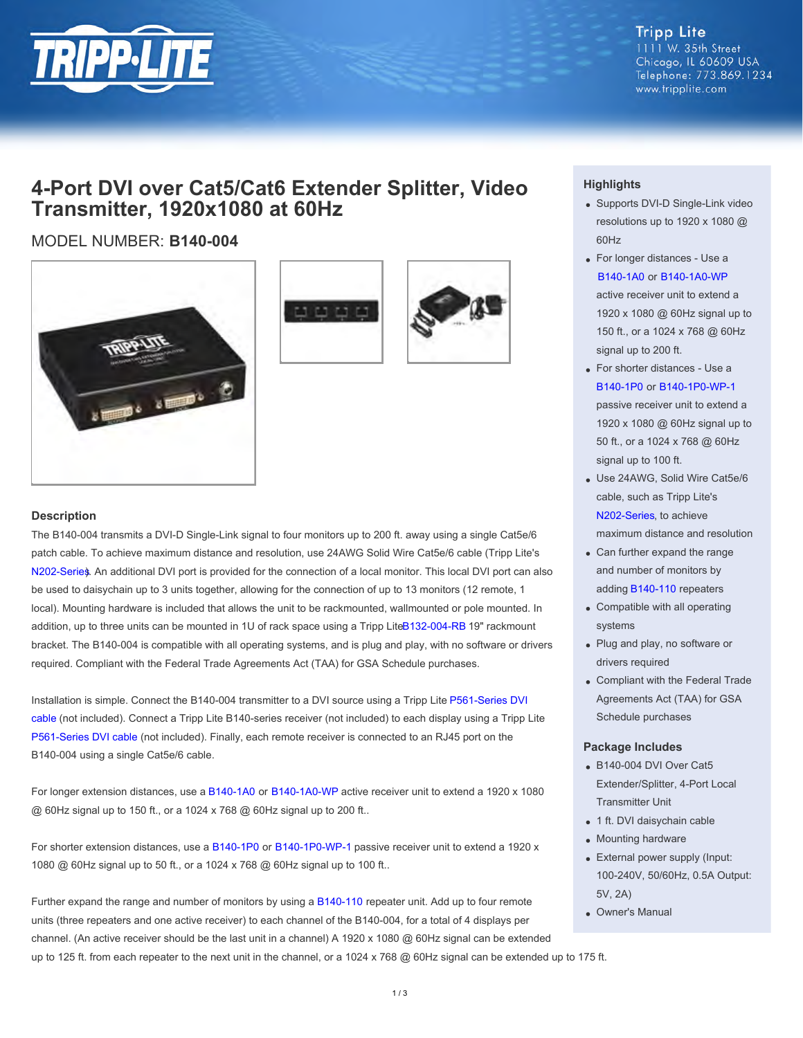Tripp Lite
1111 W. 35th Street
Chicago, IL 60609 USA
Telephone: 773.869.1234
www.tripplite.com

# 4-Port DVI over Cat5/Cat6 Extender Splitter, Video Transmitter, 1920x1080 at 60Hz

## MODEL NUMBER: **B140-004**

### Description

The B140-004 transmits a DVI-D Single-Link signal to four monitors up to 200 ft. away using a single Cat5e/6 patch cable. To achieve maximum distance and resolution, use 24AWG Solid Wire Cat5e/6 cable (Tripp Lite's N202-Series). An additional DVI port is provided for the connection of a local monitor. This local DVI port can also be used to daisychain up to 3 units together, allowing for the connection of up to 13 monitors (12 remote, 1 local). Mounting hardware is included that allows the unit to be rackmounted, wallmounted or pole mounted. In addition, up to three units can be mounted in 1U of rack space using a Tripp Lite B132-004-RB 19" rackmount bracket. The B140-004 is compatible with all operating systems, and is plug and play, with no software or drivers required. Compliant with the Federal Trade Agreements Act (TAA) for GSA Schedule purchases.

Installation is simple. Connect the B140-004 transmitter to a DVI source using a Tripp Lite P561-Series DVI cable (not included). Connect a Tripp Lite B140-series receiver (not included) to each display using a Tripp Lite P561-Series DVI cable (not included). Finally, each remote receiver is connected to an RJ45 port on the B140-004 using a single Cat5e/6 cable.

For longer extension distances, use a B140-1A0 or B140-1A0-WP active receiver unit to extend a 1920 x 1080 @ 60Hz signal up to 150 ft., or a 1024 x 768 @ 60Hz signal up to 200 ft..

For shorter extension distances, use a B140-1P0 or B140-1P0-WP-1 passive receiver unit to extend a 1920 x 1080 @ 60Hz signal up to 50 ft., or a 1024 x 768 @ 60Hz signal up to 100 ft..

Further expand the range and number of monitors by using a B140-110 repeater unit. Add up to four remote units (three repeaters and one active receiver) to each channel of the B140-004, for a total of 4 displays per channel. (An active receiver should be the last unit in a channel) A 1920 x 1080 @ 60Hz signal can be extended up to 125 ft. from each repeater to the next unit in the channel, or a 1024 x 768 @ 60Hz signal can be extended up to 175 ft.

### Highlights

- Supports DVI-D Single-Link video resolutions up to 1920 x 1080 @ 60Hz
- For longer distances - Use a B140-1A0 or B140-1A0-WP active receiver unit to extend a 1920 x 1080 @ 60Hz signal up to 150 ft., or a 1024 x 768 @ 60Hz signal up to 200 ft.
- For shorter distances - Use a B140-1P0 or B140-1P0-WP-1 passive receiver unit to extend a 1920 x 1080 @ 60Hz signal up to 50 ft., or a 1024 x 768 @ 60Hz signal up to 100 ft.
- Use 24AWG, Solid Wire Cat5e/6 cable, such as Tripp Lite's N202-Series, to achieve maximum distance and resolution
- Can further expand the range and number of monitors by adding B140-110 repeaters
- Compatible with all operating systems
- Plug and play, no software or drivers required
- Compliant with the Federal Trade Agreements Act (TAA) for GSA Schedule purchases

### Package Includes

- B140-004 DVI Over Cat5 Extender/Splitter, 4-Port Local Transmitter Unit
- 1 ft. DVI daisychain cable
- Mounting hardware
- External power supply (Input: 100-240V, 50/60Hz, 0.5A Output: 5V, 2A)
- Owner's Manual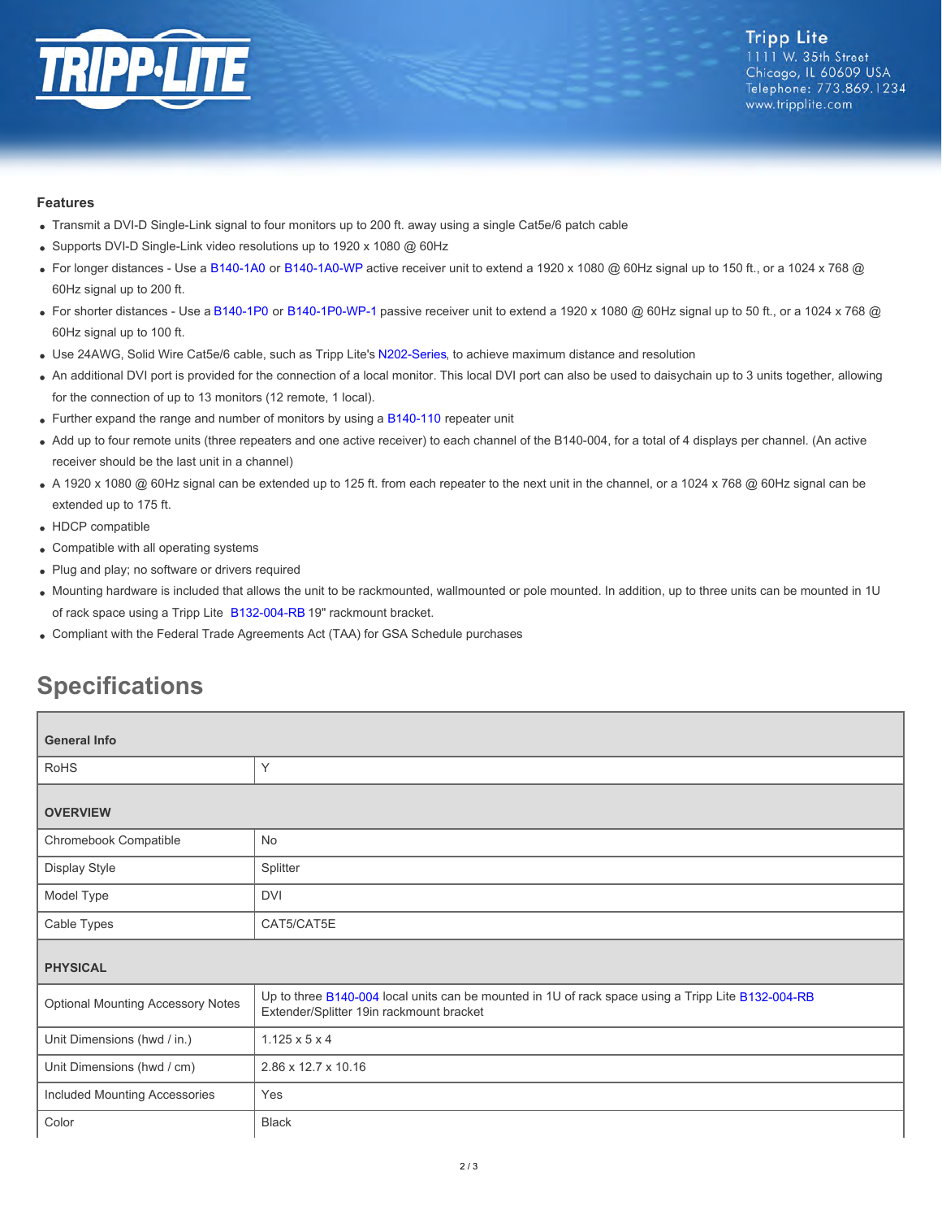### Features

- Transmit a DVI-D Single-Link signal to four monitors up to 200 ft. away using a single Cat5e/6 patch cable
- Supports DVI-D Single-Link video resolutions up to 1920 x 1080 @ 60Hz
- For longer distances - Use a B140-1A0 or B140-1A0-WP active receiver unit to extend a 1920 x 1080 @ 60Hz signal up to 150 ft., or a 1024 x 768 @ 60Hz signal up to 200 ft.
- For shorter distances - Use a B140-1P0 or B140-1P0-WP-1 passive receiver unit to extend a 1920 x 1080 @ 60Hz signal up to 50 ft., or a 1024 x 768 @ 60Hz signal up to 100 ft.
- Use 24AWG, Solid Wire Cat5e/6 cable, such as Tripp Lite's N202-Series, to achieve maximum distance and resolution
- An additional DVI port is provided for the connection of a local monitor. This local DVI port can also be used to daisychain up to 3 units together, allowing for the connection of up to 13 monitors (12 remote, 1 local).
- Further expand the range and number of monitors by using a B140-110 repeater unit
- Add up to four remote units (three repeaters and one active receiver) to each channel of the B140-004, for a total of 4 displays per channel. (An active receiver should be the last unit in a channel)
- A 1920 x 1080 @ 60Hz signal can be extended up to 125 ft. from each repeater to the next unit in the channel, or a 1024 x 768 @ 60Hz signal can be extended up to 175 ft.
- HDCP compatible
- Compatible with all operating systems
- Plug and play; no software or drivers required
- Mounting hardware is included that allows the unit to be rackmounted, wallmounted or pole mounted. In addition, up to three units can be mounted in 1U of rack space using a Tripp Lite B132-004-RB 19" rackmount bracket.
- Compliant with the Federal Trade Agreements Act (TAA) for GSA Schedule purchases

## Specifications

| **General Info** | |
|---|---|
| RoHS | Y |
| **OVERVIEW** | |
| Chromebook Compatible | No |
| Display Style | Splitter |
| Model Type | DVI |
| Cable Types | CAT5/CAT5E |
| **PHYSICAL** | |
| Optional Mounting Accessory Notes | Up to three B140-004 local units can be mounted in 1U of rack space using a Tripp Lite B132-004-RB Extender/Splitter 19in rackmount bracket |
| Unit Dimensions (hwd / in.) | 1.125 x 5 x 4 |
| Unit Dimensions (hwd / cm) | 2.86 x 12.7 x 10.16 |
| Included Mounting Accessories | Yes |
| Color | Black |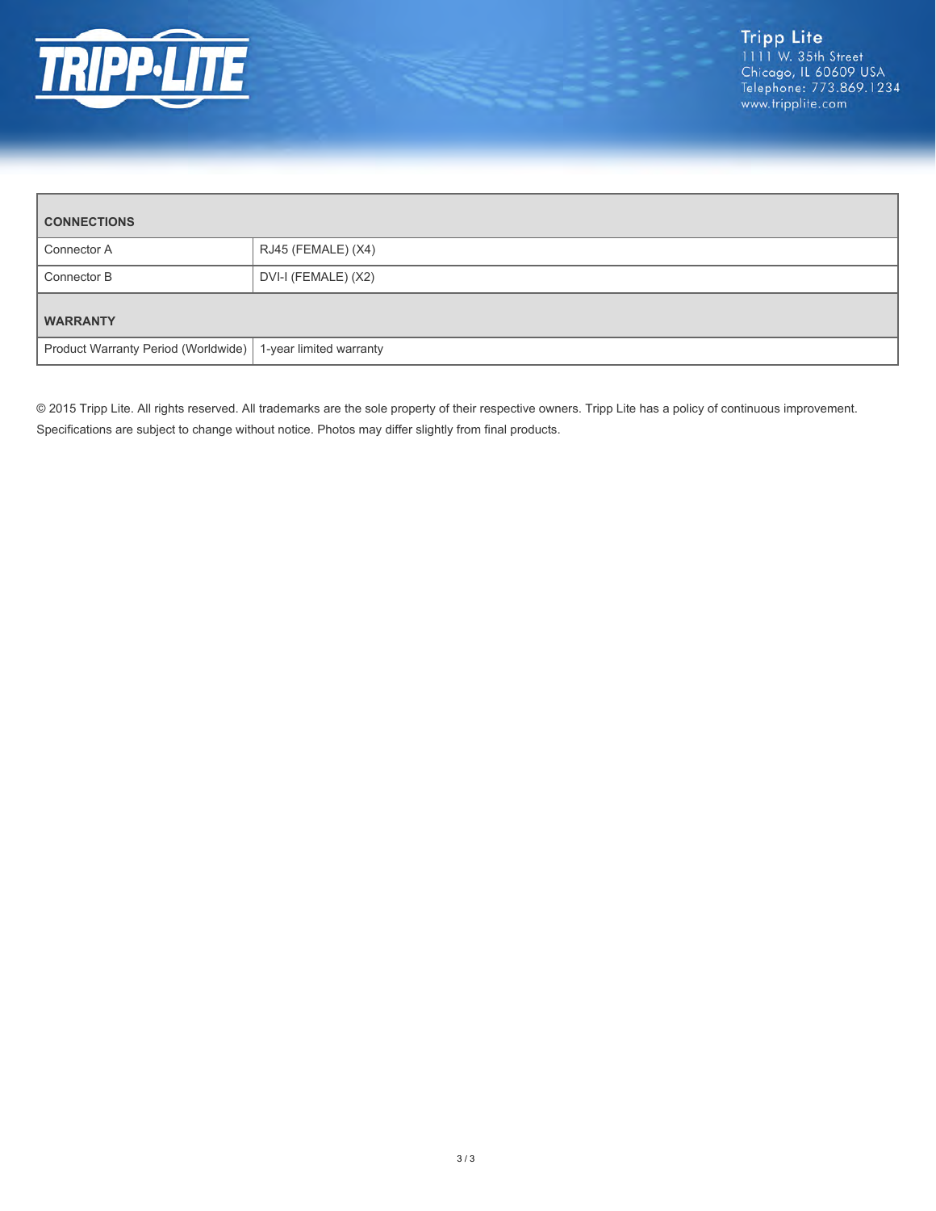| | |
|---|---|
| **CONNECTIONS** | |
| Connector A | RJ45 (FEMALE) (X4) |
| Connector B | DVI-I (FEMALE) (X2) |
| **WARRANTY** | |
| Product Warranty Period (Worldwide) | 1-year limited warranty |

© 2015 Tripp Lite. All rights reserved. All trademarks are the sole property of their respective owners. Tripp Lite has a policy of continuous improvement. Specifications are subject to change without notice. Photos may differ slightly from final products.